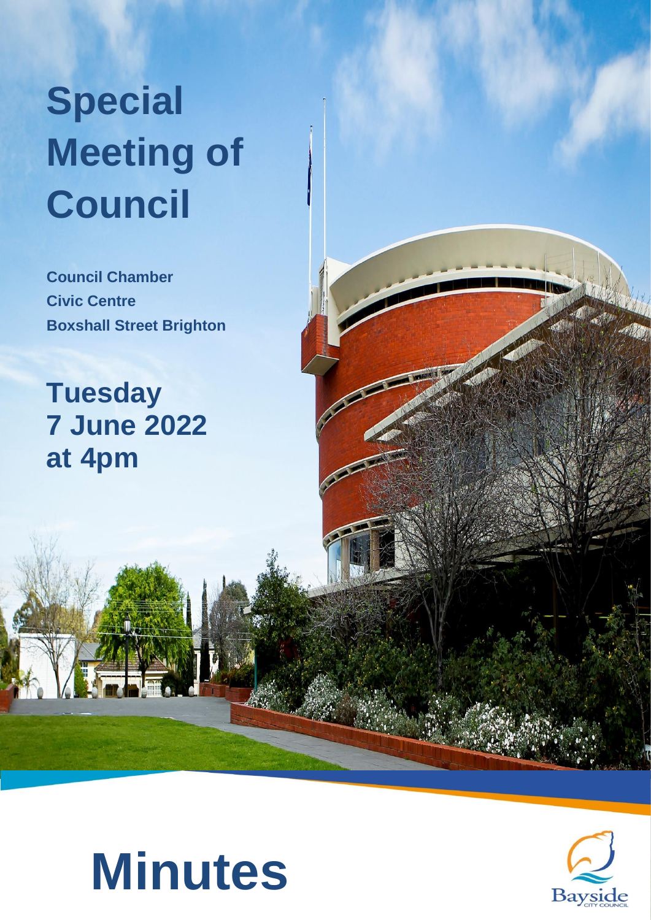# Special Meeting of Council

**Council Chamber**
**Civic Centre**
**Boxshall Street Brighton**

## Tuesday 7 June 2022 at 4pm

# Minutes

Bayside City Council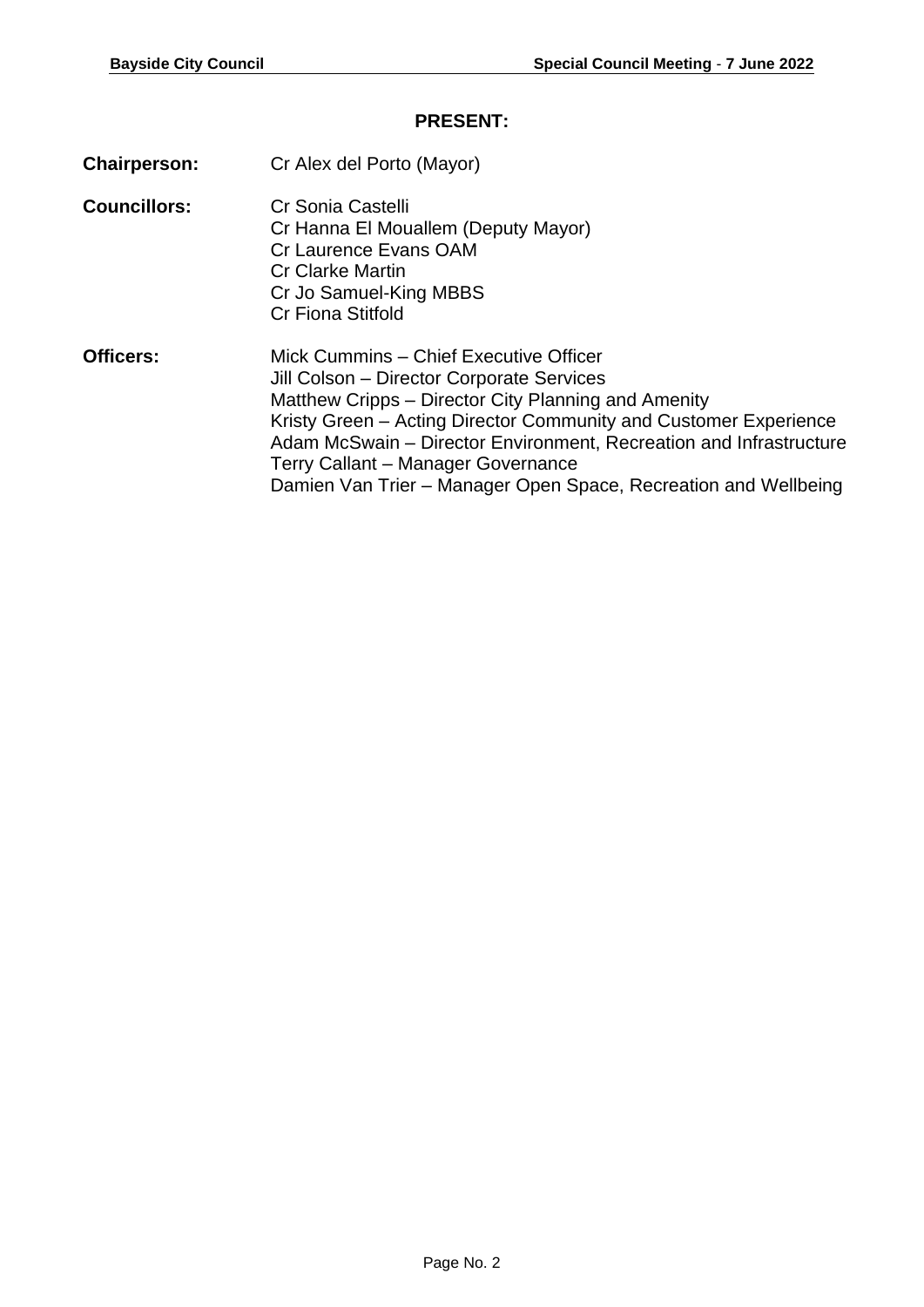## PRESENT:

**Chairperson:** Cr Alex del Porto (Mayor)

**Councillors:**
Cr Sonia Castelli
Cr Hanna El Mouallem (Deputy Mayor)
Cr Laurence Evans OAM
Cr Clarke Martin
Cr Jo Samuel-King MBBS
Cr Fiona Stitfold

**Officers:**
Mick Cummins – Chief Executive Officer
Jill Colson – Director Corporate Services
Matthew Cripps – Director City Planning and Amenity
Kristy Green – Acting Director Community and Customer Experience
Adam McSwain – Director Environment, Recreation and Infrastructure
Terry Callant – Manager Governance
Damien Van Trier – Manager Open Space, Recreation and Wellbeing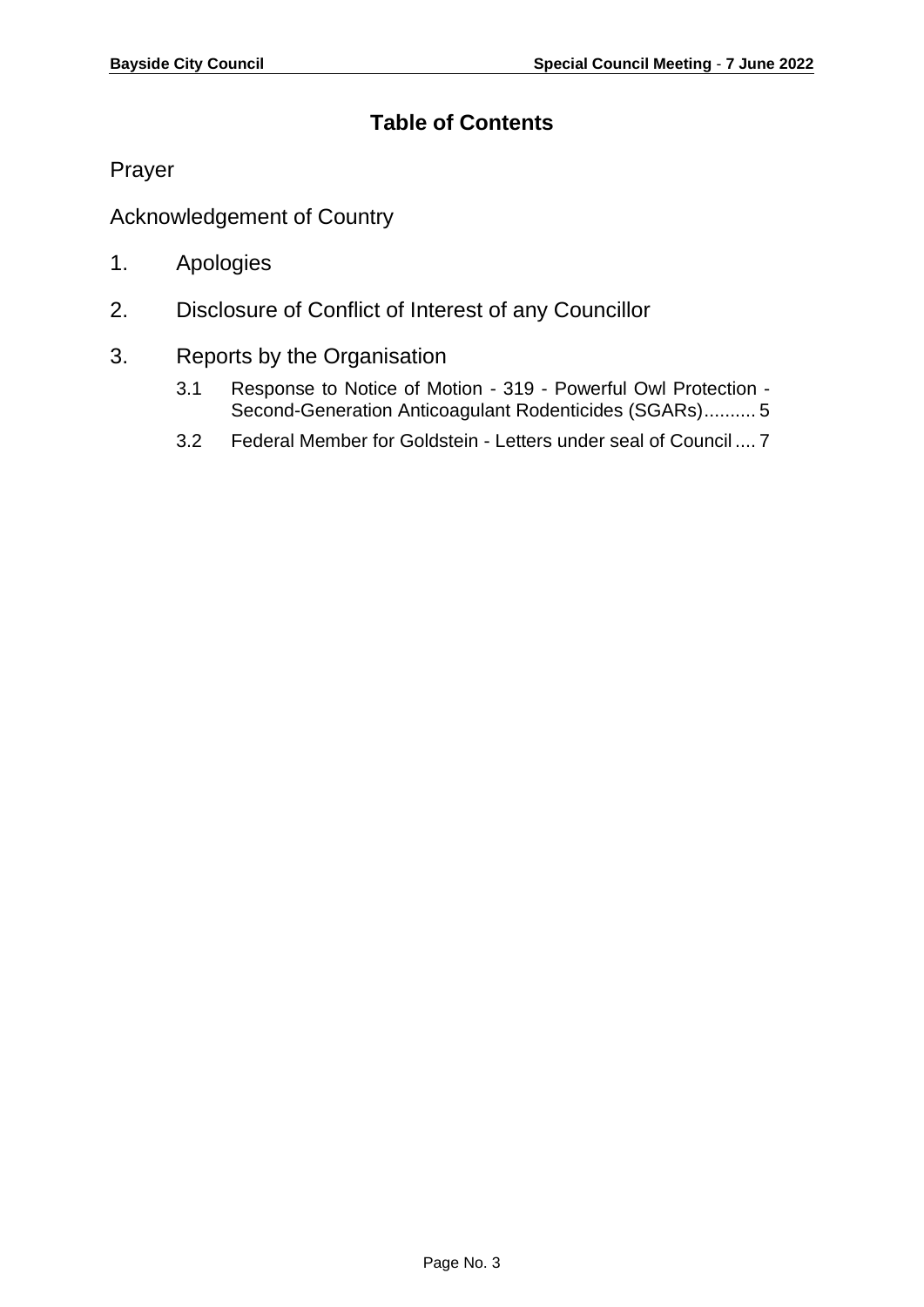# Table of Contents

Prayer

Acknowledgement of Country

1. Apologies

2. Disclosure of Conflict of Interest of any Councillor

3. Reports by the Organisation

   3.1 Response to Notice of Motion - 319 - Powerful Owl Protection - Second-Generation Anticoagulant Rodenticides (SGARs).......... 5

   3.2 Federal Member for Goldstein - Letters under seal of Council .... 7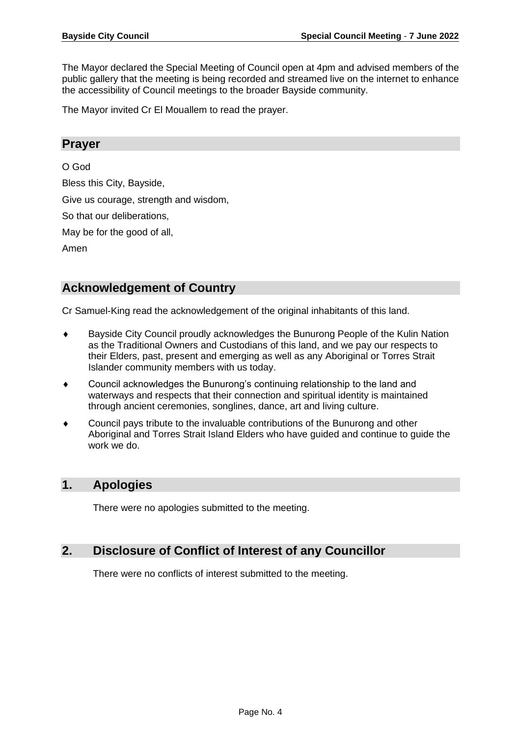The Mayor declared the Special Meeting of Council open at 4pm and advised members of the public gallery that the meeting is being recorded and streamed live on the internet to enhance the accessibility of Council meetings to the broader Bayside community.

The Mayor invited Cr El Mouallem to read the prayer.

## Prayer

O God

Bless this City, Bayside,

Give us courage, strength and wisdom,

So that our deliberations,

May be for the good of all,

Amen

## Acknowledgement of Country

Cr Samuel-King read the acknowledgement of the original inhabitants of this land.

- Bayside City Council proudly acknowledges the Bunurong People of the Kulin Nation as the Traditional Owners and Custodians of this land, and we pay our respects to their Elders, past, present and emerging as well as any Aboriginal or Torres Strait Islander community members with us today.
- Council acknowledges the Bunurong's continuing relationship to the land and waterways and respects that their connection and spiritual identity is maintained through ancient ceremonies, songlines, dance, art and living culture.
- Council pays tribute to the invaluable contributions of the Bunurong and other Aboriginal and Torres Strait Island Elders who have guided and continue to guide the work we do.

## 1. Apologies

There were no apologies submitted to the meeting.

## 2. Disclosure of Conflict of Interest of any Councillor

There were no conflicts of interest submitted to the meeting.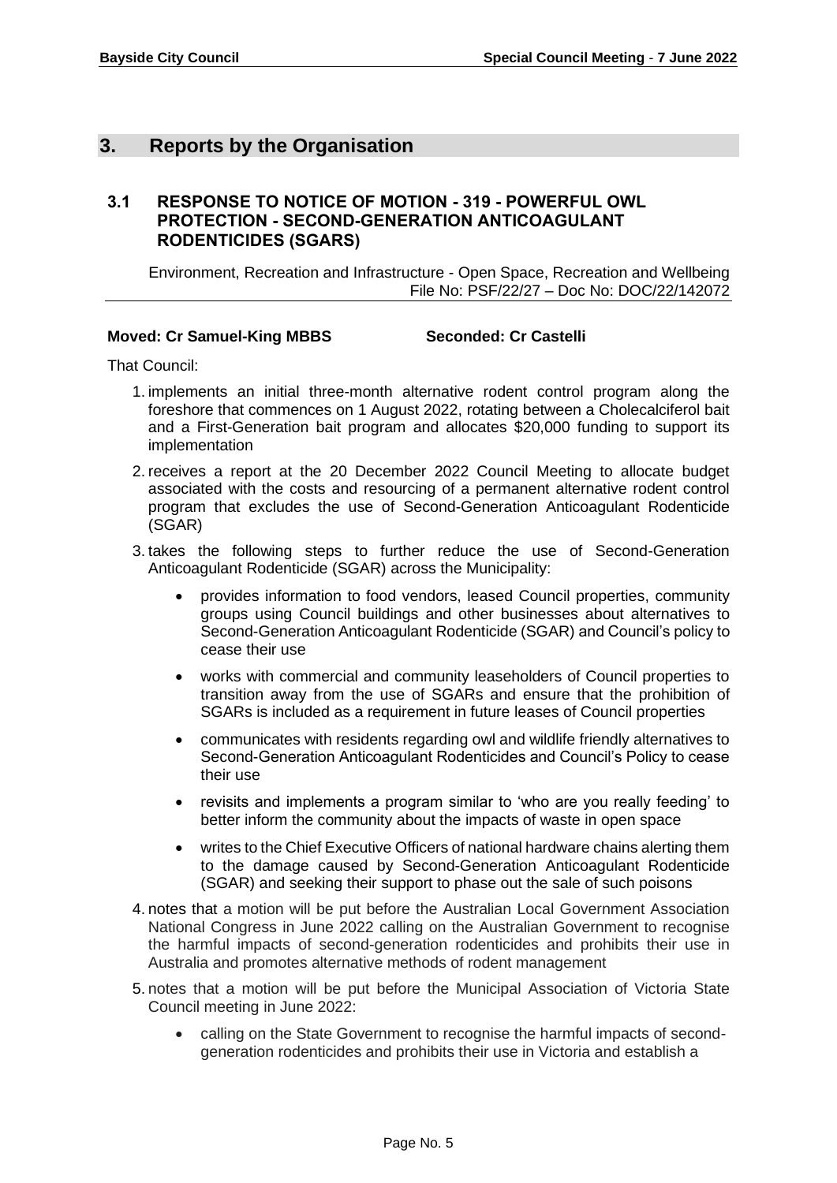## 3. Reports by the Organisation

### 3.1 RESPONSE TO NOTICE OF MOTION - 319 - POWERFUL OWL PROTECTION - SECOND-GENERATION ANTICOAGULANT RODENTICIDES (SGARS)

Environment, Recreation and Infrastructure - Open Space, Recreation and Wellbeing
File No: PSF/22/27 – Doc No: DOC/22/142072

**Moved: Cr Samuel-King MBBS** **Seconded: Cr Castelli**

That Council:

1. implements an initial three-month alternative rodent control program along the foreshore that commences on 1 August 2022, rotating between a Cholecalciferol bait and a First-Generation bait program and allocates $20,000 funding to support its implementation
2. receives a report at the 20 December 2022 Council Meeting to allocate budget associated with the costs and resourcing of a permanent alternative rodent control program that excludes the use of Second-Generation Anticoagulant Rodenticide (SGAR)
3. takes the following steps to further reduce the use of Second-Generation Anticoagulant Rodenticide (SGAR) across the Municipality:
   - provides information to food vendors, leased Council properties, community groups using Council buildings and other businesses about alternatives to Second-Generation Anticoagulant Rodenticide (SGAR) and Council's policy to cease their use
   - works with commercial and community leaseholders of Council properties to transition away from the use of SGARs and ensure that the prohibition of SGARs is included as a requirement in future leases of Council properties
   - communicates with residents regarding owl and wildlife friendly alternatives to Second-Generation Anticoagulant Rodenticides and Council's Policy to cease their use
   - revisits and implements a program similar to 'who are you really feeding' to better inform the community about the impacts of waste in open space
   - writes to the Chief Executive Officers of national hardware chains alerting them to the damage caused by Second-Generation Anticoagulant Rodenticide (SGAR) and seeking their support to phase out the sale of such poisons
4. notes that a motion will be put before the Australian Local Government Association National Congress in June 2022 calling on the Australian Government to recognise the harmful impacts of second-generation rodenticides and prohibits their use in Australia and promotes alternative methods of rodent management
5. notes that a motion will be put before the Municipal Association of Victoria State Council meeting in June 2022:
   - calling on the State Government to recognise the harmful impacts of second-generation rodenticides and prohibits their use in Victoria and establish a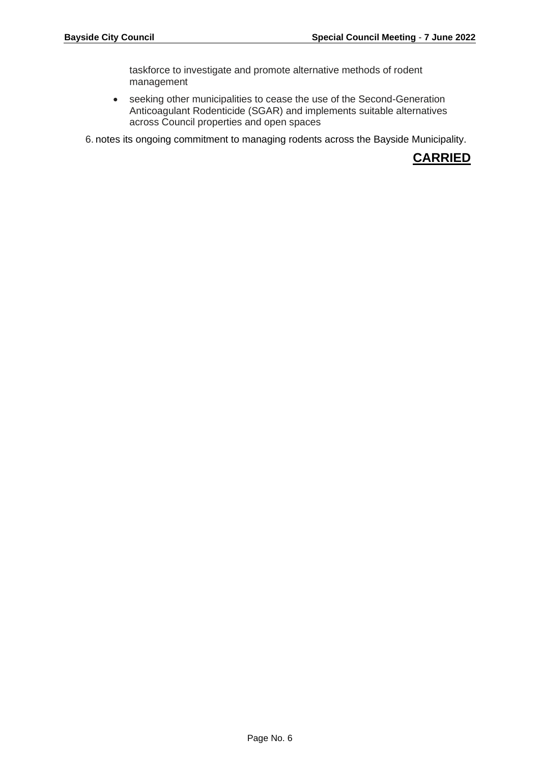taskforce to investigate and promote alternative methods of rodent management

- seeking other municipalities to cease the use of the Second-Generation Anticoagulant Rodenticide (SGAR) and implements suitable alternatives across Council properties and open spaces

6. notes its ongoing commitment to managing rodents across the Bayside Municipality.

**CARRIED**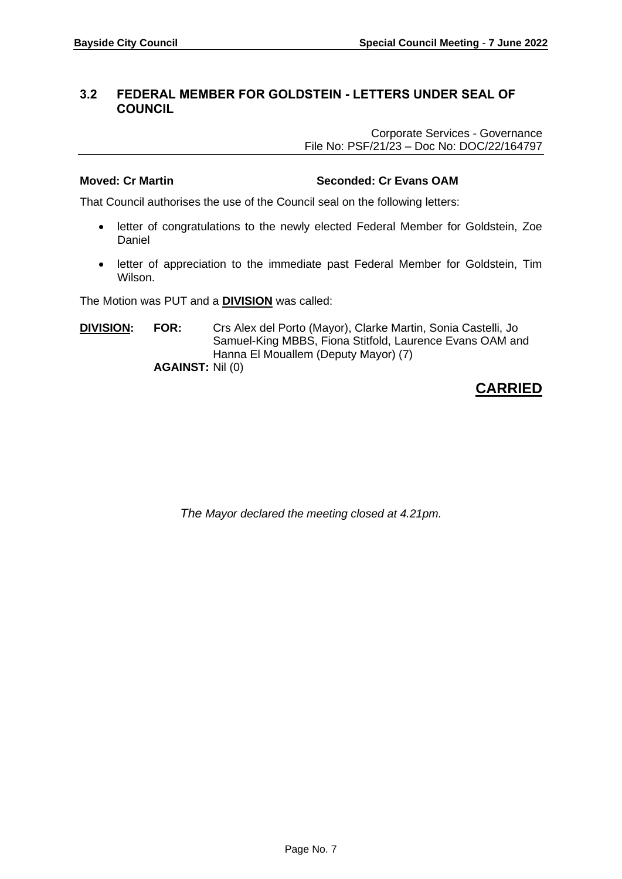## 3.2 FEDERAL MEMBER FOR GOLDSTEIN - LETTERS UNDER SEAL OF COUNCIL

Corporate Services - Governance
File No: PSF/21/23 – Doc No: DOC/22/164797

**Moved: Cr Martin** **Seconded: Cr Evans OAM**

That Council authorises the use of the Council seal on the following letters:

- letter of congratulations to the newly elected Federal Member for Goldstein, Zoe Daniel
- letter of appreciation to the immediate past Federal Member for Goldstein, Tim Wilson.

The Motion was PUT and a **DIVISION** was called:

**DIVISION:** **FOR:** Crs Alex del Porto (Mayor), Clarke Martin, Sonia Castelli, Jo Samuel-King MBBS, Fiona Stitfold, Laurence Evans OAM and Hanna El Mouallem (Deputy Mayor) (7)
**AGAINST:** Nil (0)

**CARRIED**

*The Mayor declared the meeting closed at 4.21pm.*